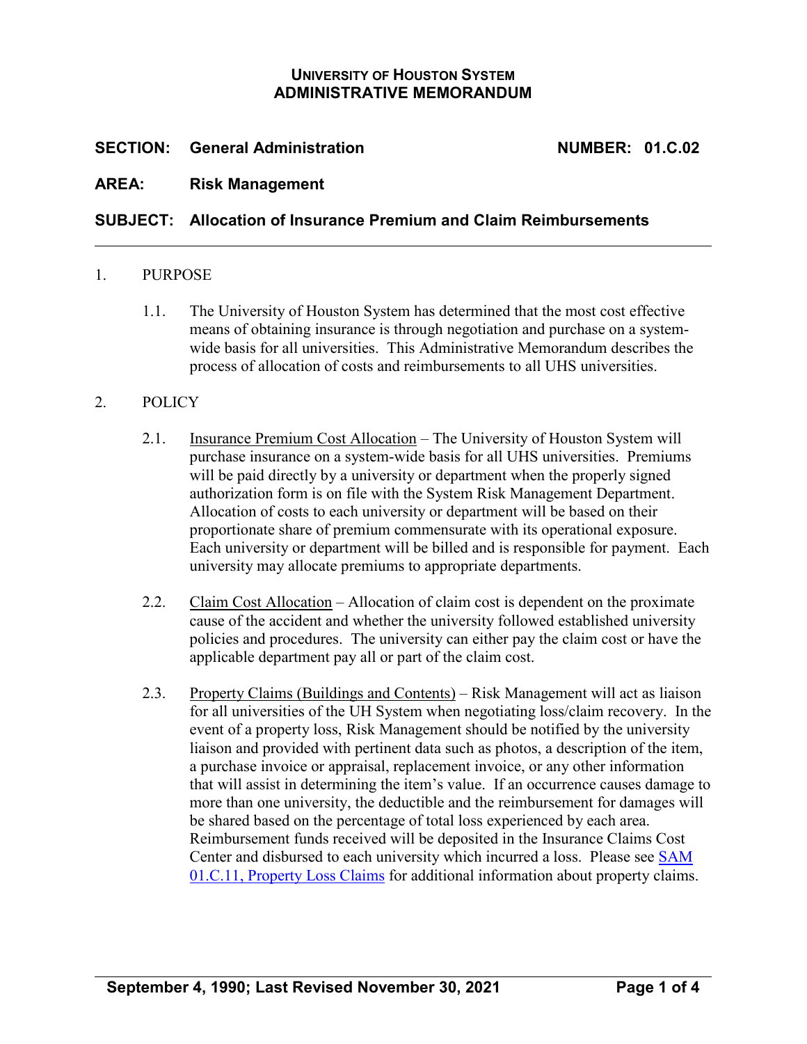**UNIVERSITY OF HOUSTON SYSTEM**
**ADMINISTRATIVE MEMORANDUM**

**SECTION: General Administration** **NUMBER: 01.C.02**

**AREA: Risk Management**

**SUBJECT: Allocation of Insurance Premium and Claim Reimbursements**

---

1. PURPOSE

   1.1. The University of Houston System has determined that the most cost effective means of obtaining insurance is through negotiation and purchase on a system-wide basis for all universities. This Administrative Memorandum describes the process of allocation of costs and reimbursements to all UHS universities.

2. POLICY

   2.1. Insurance Premium Cost Allocation – The University of Houston System will purchase insurance on a system-wide basis for all UHS universities. Premiums will be paid directly by a university or department when the properly signed authorization form is on file with the System Risk Management Department. Allocation of costs to each university or department will be based on their proportionate share of premium commensurate with its operational exposure. Each university or department will be billed and is responsible for payment. Each university may allocate premiums to appropriate departments.

   2.2. Claim Cost Allocation – Allocation of claim cost is dependent on the proximate cause of the accident and whether the university followed established university policies and procedures. The university can either pay the claim cost or have the applicable department pay all or part of the claim cost.

   2.3. Property Claims (Buildings and Contents) – Risk Management will act as liaison for all universities of the UH System when negotiating loss/claim recovery. In the event of a property loss, Risk Management should be notified by the university liaison and provided with pertinent data such as photos, a description of the item, a purchase invoice or appraisal, replacement invoice, or any other information that will assist in determining the item's value. If an occurrence causes damage to more than one university, the deductible and the reimbursement for damages will be shared based on the percentage of total loss experienced by each area. Reimbursement funds received will be deposited in the Insurance Claims Cost Center and disbursed to each university which incurred a loss. Please see SAM 01.C.11, Property Loss Claims for additional information about property claims.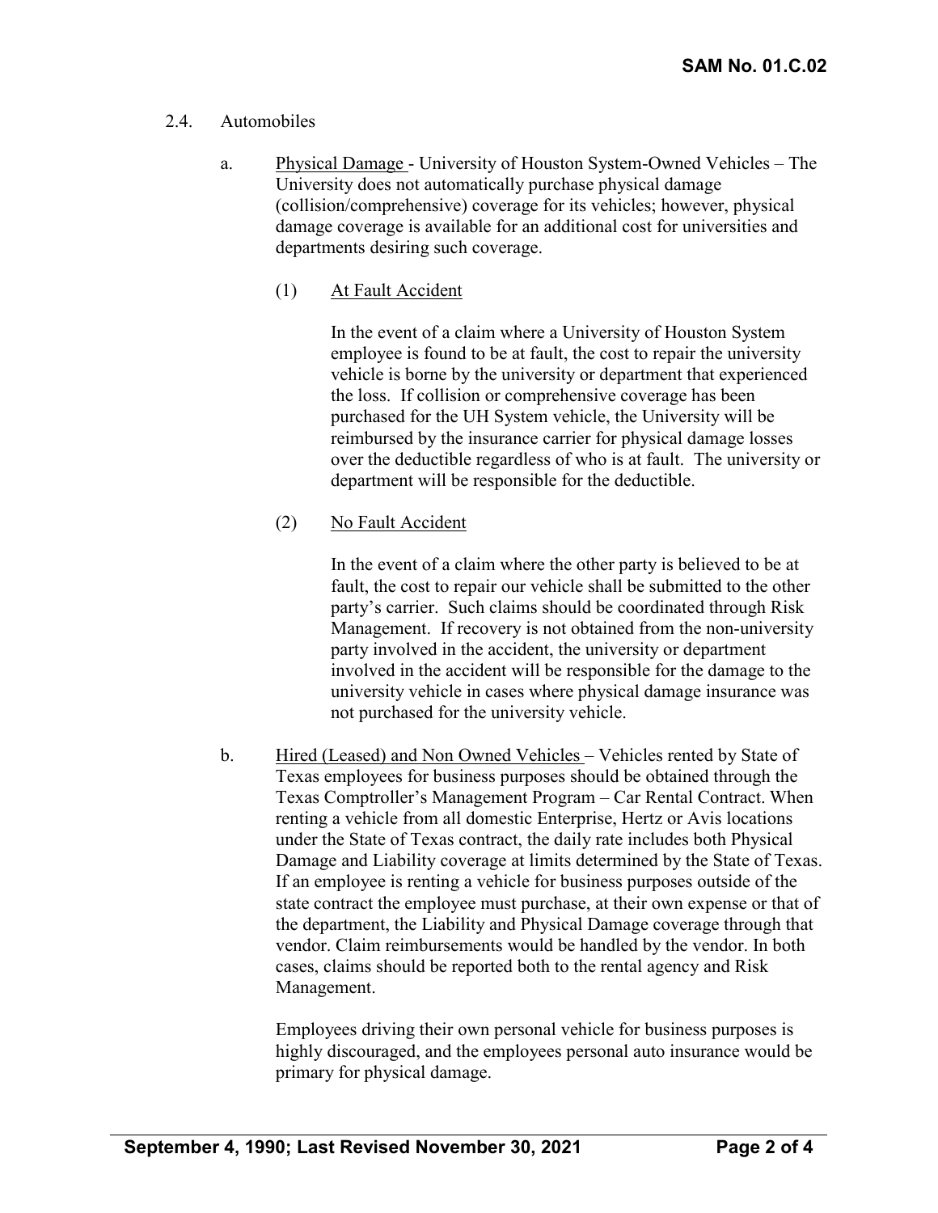2.4. Automobiles

a. <u>Physical Damage</u> - University of Houston System-Owned Vehicles – The University does not automatically purchase physical damage (collision/comprehensive) coverage for its vehicles; however, physical damage coverage is available for an additional cost for universities and departments desiring such coverage.

(1) <u>At Fault Accident</u>

In the event of a claim where a University of Houston System employee is found to be at fault, the cost to repair the university vehicle is borne by the university or department that experienced the loss. If collision or comprehensive coverage has been purchased for the UH System vehicle, the University will be reimbursed by the insurance carrier for physical damage losses over the deductible regardless of who is at fault. The university or department will be responsible for the deductible.

(2) <u>No Fault Accident</u>

In the event of a claim where the other party is believed to be at fault, the cost to repair our vehicle shall be submitted to the other party's carrier. Such claims should be coordinated through Risk Management. If recovery is not obtained from the non-university party involved in the accident, the university or department involved in the accident will be responsible for the damage to the university vehicle in cases where physical damage insurance was not purchased for the university vehicle.

b. <u>Hired (Leased) and Non Owned Vehicles</u> – Vehicles rented by State of Texas employees for business purposes should be obtained through the Texas Comptroller's Management Program – Car Rental Contract. When renting a vehicle from all domestic Enterprise, Hertz or Avis locations under the State of Texas contract, the daily rate includes both Physical Damage and Liability coverage at limits determined by the State of Texas. If an employee is renting a vehicle for business purposes outside of the state contract the employee must purchase, at their own expense or that of the department, the Liability and Physical Damage coverage through that vendor. Claim reimbursements would be handled by the vendor. In both cases, claims should be reported both to the rental agency and Risk Management.

Employees driving their own personal vehicle for business purposes is highly discouraged, and the employees personal auto insurance would be primary for physical damage.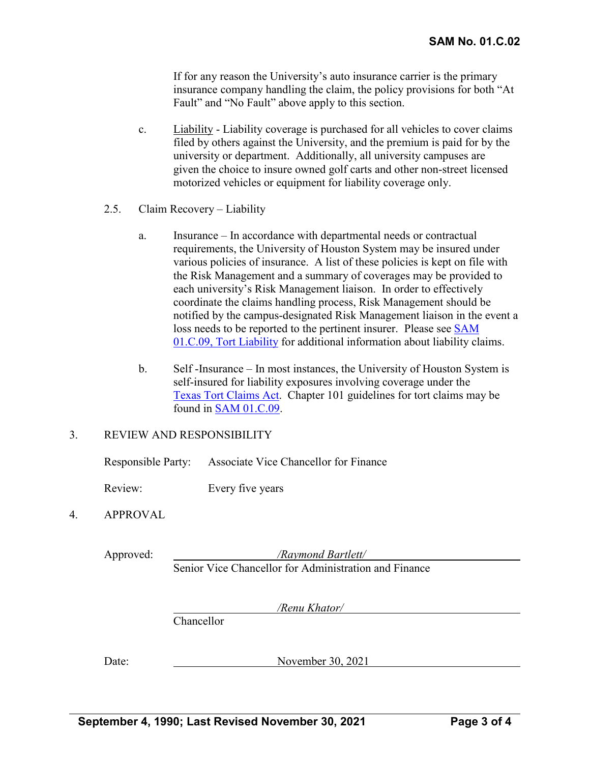If for any reason the University's auto insurance carrier is the primary insurance company handling the claim, the policy provisions for both "At Fault" and "No Fault" above apply to this section.

c. Liability - Liability coverage is purchased for all vehicles to cover claims filed by others against the University, and the premium is paid for by the university or department. Additionally, all university campuses are given the choice to insure owned golf carts and other non-street licensed motorized vehicles or equipment for liability coverage only.

2.5. Claim Recovery – Liability

a. Insurance – In accordance with departmental needs or contractual requirements, the University of Houston System may be insured under various policies of insurance. A list of these policies is kept on file with the Risk Management and a summary of coverages may be provided to each university's Risk Management liaison. In order to effectively coordinate the claims handling process, Risk Management should be notified by the campus-designated Risk Management liaison in the event a loss needs to be reported to the pertinent insurer. Please see SAM 01.C.09, Tort Liability for additional information about liability claims.

b. Self -Insurance – In most instances, the University of Houston System is self-insured for liability exposures involving coverage under the Texas Tort Claims Act. Chapter 101 guidelines for tort claims may be found in SAM 01.C.09.

3. REVIEW AND RESPONSIBILITY

Responsible Party: Associate Vice Chancellor for Finance

Review: Every five years

4. APPROVAL

Approved: */Raymond Bartlett/*
Senior Vice Chancellor for Administration and Finance

*/Renu Khator/*
Chancellor

Date: November 30, 2021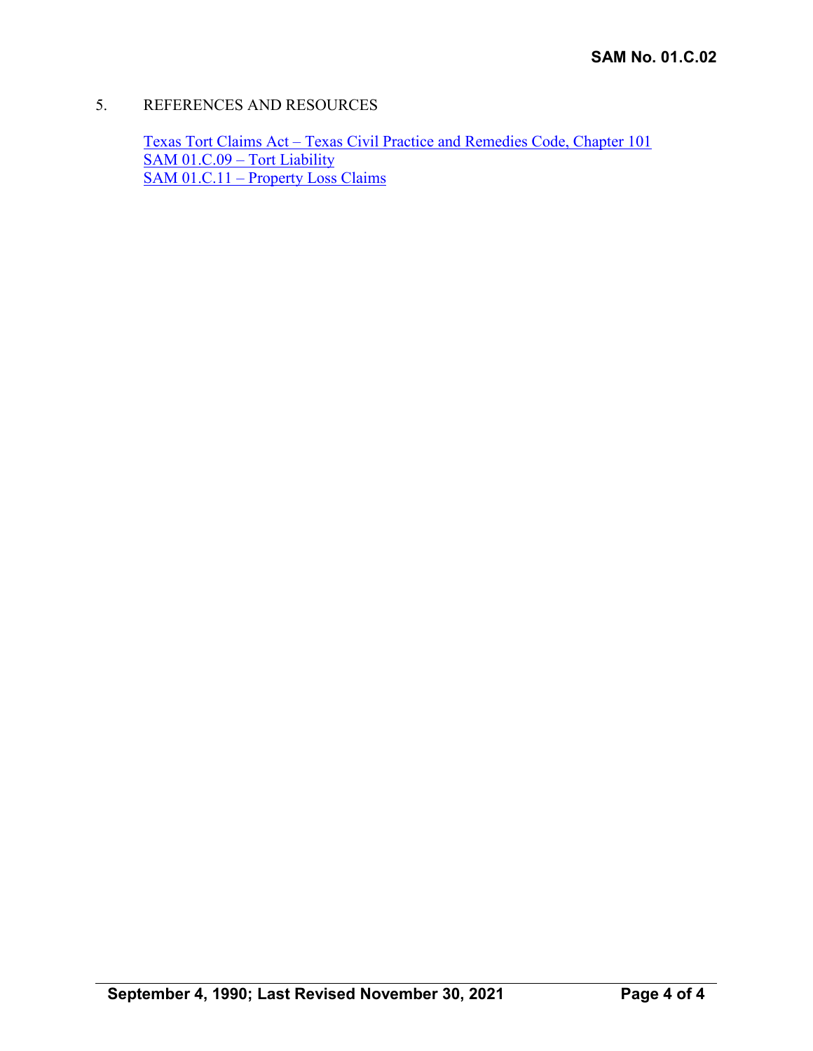## 5. REFERENCES AND RESOURCES

Texas Tort Claims Act – Texas Civil Practice and Remedies Code, Chapter 101
SAM 01.C.09 – Tort Liability
SAM 01.C.11 – Property Loss Claims